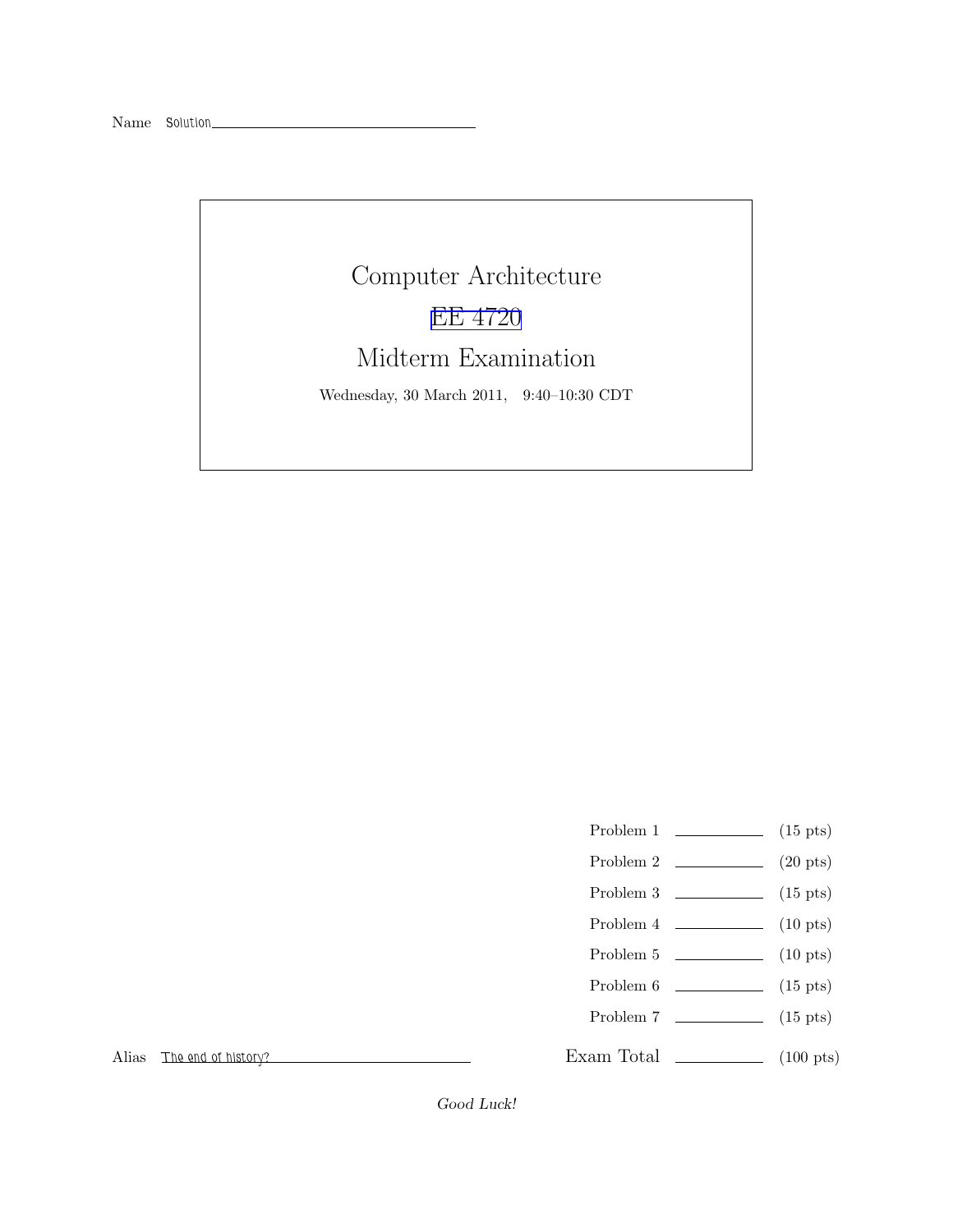Name Solution

# Computer Architecture

## EE 4720

## Midterm Examination

Wednesday, 30 March 2011, 9:40–10:30 CDT

| | | |
|---|---|---|
| Problem 1 | | (15 pts) |
| Problem 2 | | (20 pts) |
| Problem 3 | | (15 pts) |
| Problem 4 | | (10 pts) |
| Problem 5 | | (10 pts) |
| Problem 6 | | (15 pts) |
| Problem 7 | | (15 pts) |
| Exam Total | | (100 pts) |

Alias The end of history?

*Good Luck!*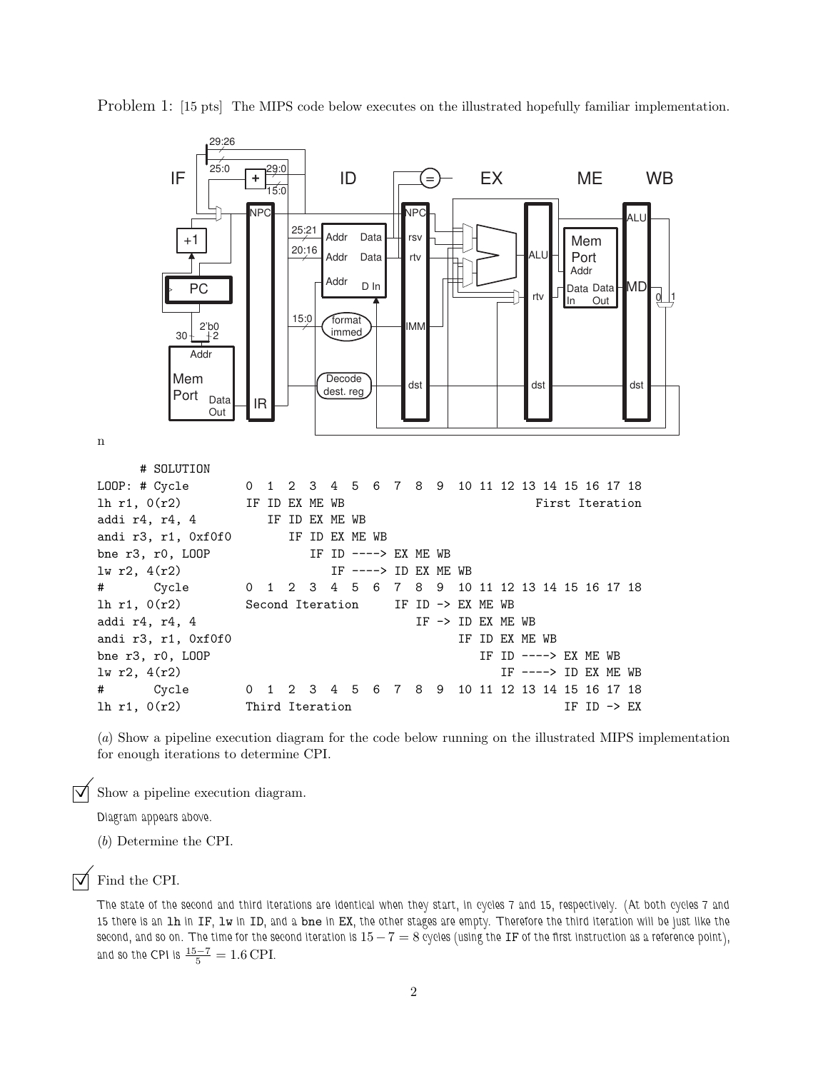Problem 1: [15 pts] The MIPS code below executes on the illustrated hopefully familiar implementation.

```
      # SOLUTION
LOOP: # Cycle         0  1  2  3  4  5  6  7  8  9  10 11 12 13 14 15 16 17 18
lh r1, 0(r2)          IF ID EX ME WB                            First Iteration
addi r4, r4, 4           IF ID EX ME WB
andi r3, r1, 0xf0f0         IF ID EX ME WB
bne r3, r0, LOOP               IF ID ----> EX ME WB
lw r2, 4(r2)                      IF ----> ID EX ME WB
#       Cycle         0  1  2  3  4  5  6  7  8  9  10 11 12 13 14 15 16 17 18
lh r1, 0(r2)          Second Iteration     IF ID -> EX ME WB
addi r4, r4, 4                                IF -> ID EX ME WB
andi r3, r1, 0xf0f0                                 IF ID EX ME WB
bne r3, r0, LOOP                                       IF ID ----> EX ME WB
lw r2, 4(r2)                                              IF ----> ID EX ME WB
#       Cycle         0  1  2  3  4  5  6  7  8  9  10 11 12 13 14 15 16 17 18
lh r1, 0(r2)          Third Iteration                               IF ID -> EX
```

(*a*) Show a pipeline execution diagram for the code below running on the illustrated MIPS implementation for enough iterations to determine CPI.

☑ Show a pipeline execution diagram.

Diagram appears above.

(*b*) Determine the CPI.

☑ Find the CPI.

The state of the second and third iterations are identical when they start, in cycles 7 and 15, respectively. (At both cycles 7 and 15 there is an `lh` in IF, `lw` in ID, and a `bne` in EX, the other stages are empty. Therefore the third iteration will be just like the second, and so on. The time for the second iteration is $15 - 7 = 8$ cycles (using the IF of the first instruction as a reference point), and so the CPI is $\frac{15-7}{5} = 1.6\,\text{CPI}$.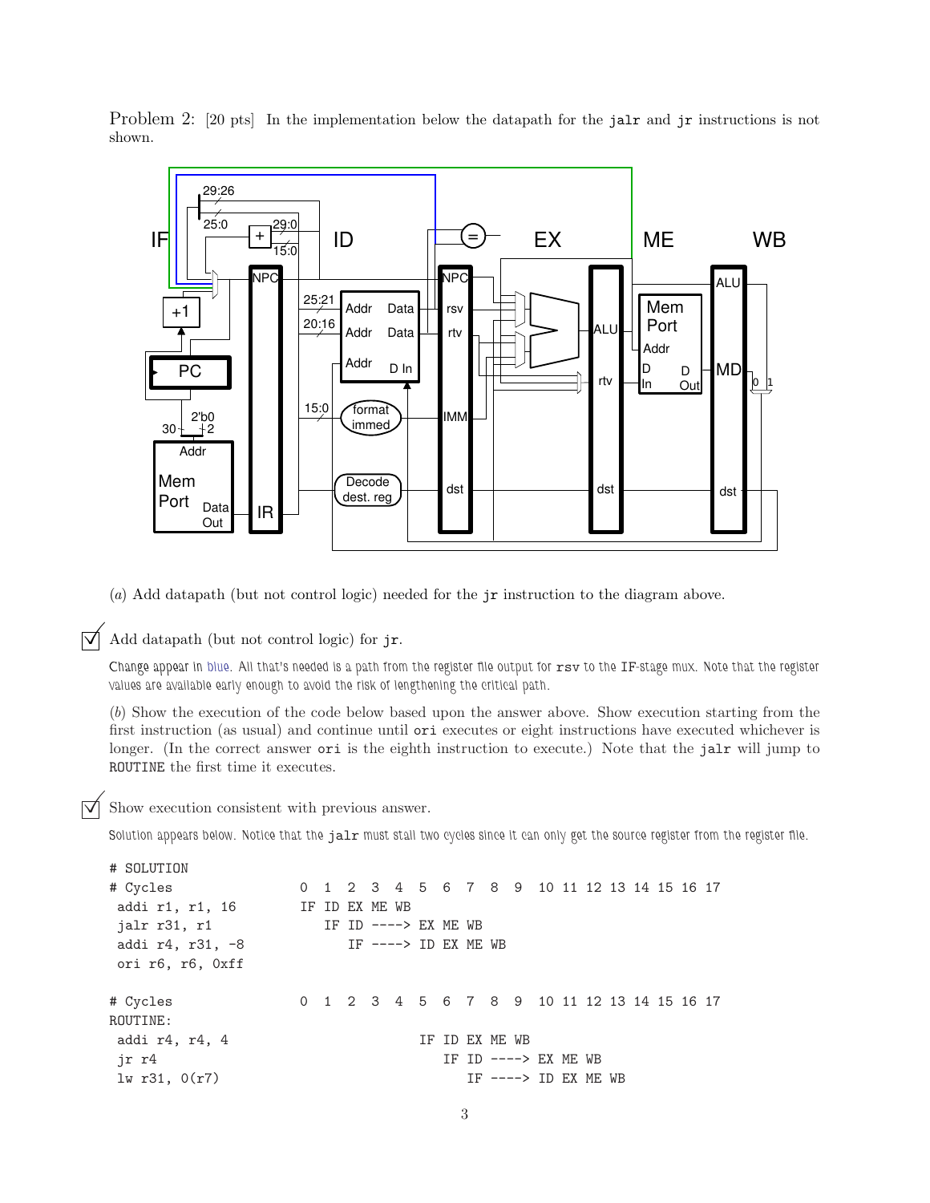Problem 2: [20 pts] In the implementation below the datapath for the `jalr` and `jr` instructions is not shown.

(*a*) Add datapath (but not control logic) needed for the `jr` instruction to the diagram above.

☑ Add datapath (but not control logic) for `jr`.

Change appear in blue. All that's needed is a path from the register file output for `rsv` to the IF-stage mux. Note that the register values are available early enough to avoid the risk of lengthening the critical path.

(*b*) Show the execution of the code below based upon the answer above. Show execution starting from the first instruction (as usual) and continue until `ori` executes or eight instructions have executed whichever is longer. (In the correct answer `ori` is the eighth instruction to execute.) Note that the `jalr` will jump to `ROUTINE` the first time it executes.

☑ Show execution consistent with previous answer.

Solution appears below. Notice that the `jalr` must stall two cycles since it can only get the source register from the register file.

```
# SOLUTION
# Cycles              0  1  2  3  4  5  6  7  8  9  10 11 12 13 14 15 16 17
 addi r1, r1, 16      IF ID EX ME WB
 jalr r31, r1            IF ID ----> EX ME WB
 addi r4, r31, -8           IF ----> ID EX ME WB
 ori r6, r6, 0xff

# Cycles              0  1  2  3  4  5  6  7  8  9  10 11 12 13 14 15 16 17
ROUTINE:
 addi r4, r4, 4                       IF ID EX ME WB
 jr r4                                   IF ID ----> EX ME WB
 lw r31, 0(r7)                              IF ----> ID EX ME WB
```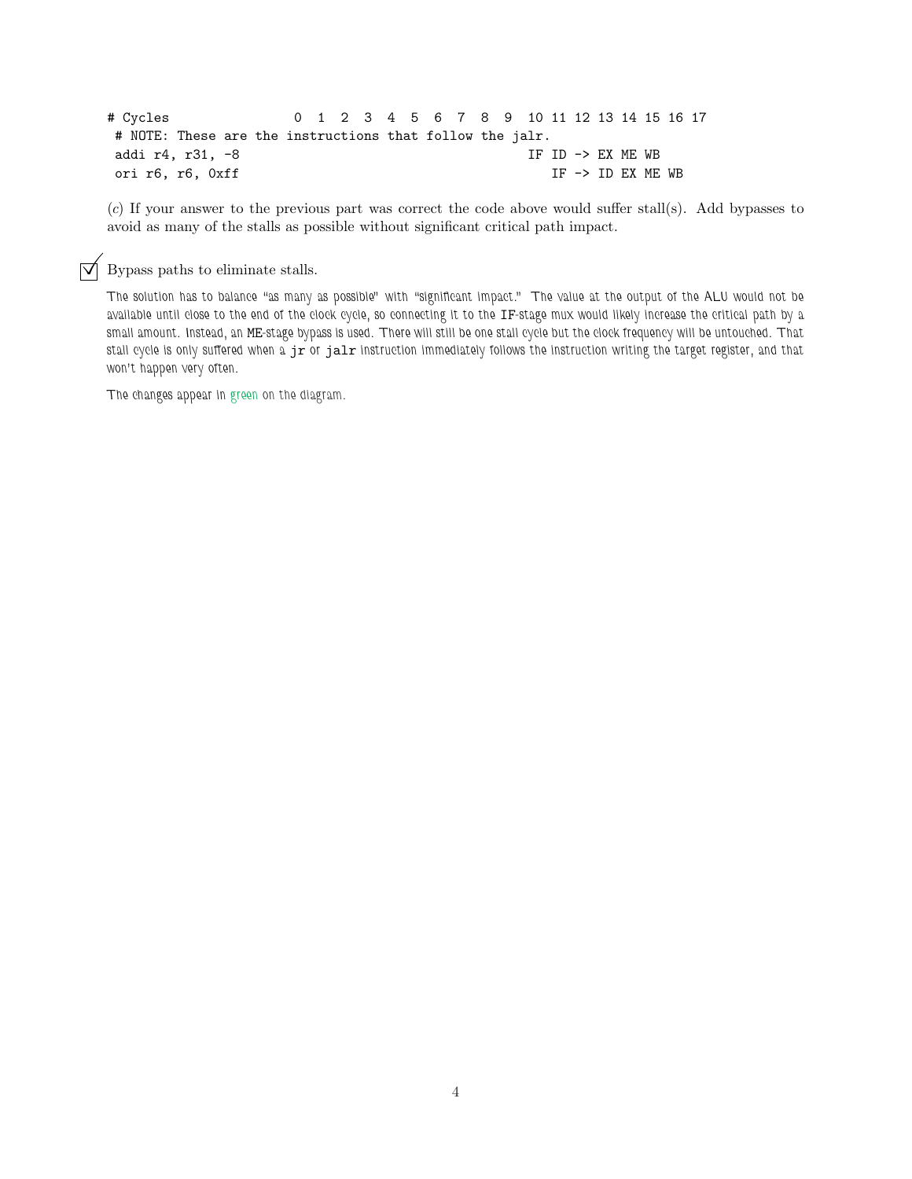```
# Cycles                0  1  2  3  4  5  6  7  8  9  10 11 12 13 14 15 16 17
 # NOTE: These are the instructions that follow the jalr.
 addi r4, r31, -8                                      IF ID -> EX ME WB
 ori r6, r6, 0xff                                         IF -> ID EX ME WB
```

(*c*) If your answer to the previous part was correct the code above would suffer stall(s). Add bypasses to avoid as many of the stalls as possible without significant critical path impact.

☑ Bypass paths to eliminate stalls.

*The solution has to balance "as many as possible" with "significant impact." The value at the output of the ALU would not be available until close to the end of the clock cycle, so connecting it to the* `IF`*-stage mux would likely increase the critical path by a small amount. Instead, an* `ME`*-stage bypass is used. There will still be one stall cycle but the clock frequency will be untouched. That stall cycle is only suffered when a* `jr` *or* `jalr` *instruction immediately follows the instruction writing the target register, and that won't happen very often.*

*The changes appear in green on the diagram.*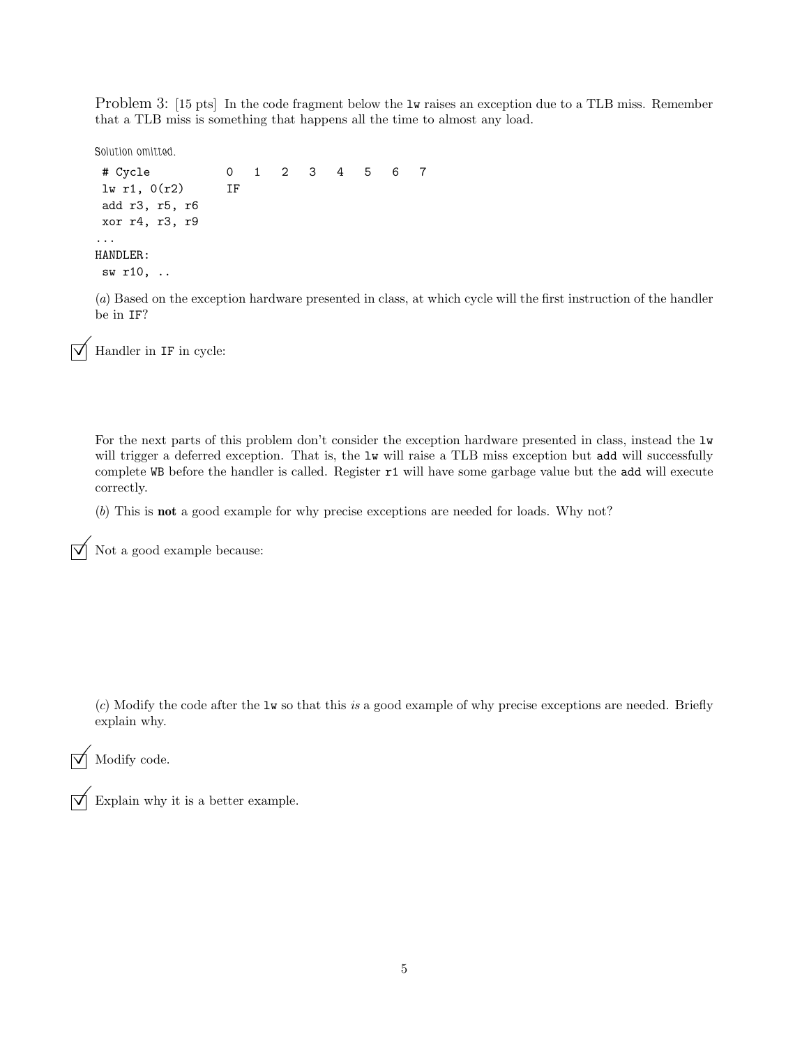Problem 3: [15 pts] In the code fragment below the `lw` raises an exception due to a TLB miss. Remember that a TLB miss is something that happens all the time to almost any load.

Solution omitted.

```
 # Cycle            0   1   2   3   4   5   6   7
 lw r1, 0(r2)       IF
 add r3, r5, r6
 xor r4, r3, r9
...
HANDLER:
 sw r10, ..
```

(*a*) Based on the exception hardware presented in class, at which cycle will the first instruction of the handler be in `IF`?

☑ Handler in `IF` in cycle:

For the next parts of this problem don't consider the exception hardware presented in class, instead the `lw` will trigger a deferred exception. That is, the `lw` will raise a TLB miss exception but `add` will successfully complete `WB` before the handler is called. Register `r1` will have some garbage value but the `add` will execute correctly.

(*b*) This is **not** a good example for why precise exceptions are needed for loads. Why not?

☑ Not a good example because:

(*c*) Modify the code after the `lw` so that this *is* a good example of why precise exceptions are needed. Briefly explain why.

☑ Modify code.

☑ Explain why it is a better example.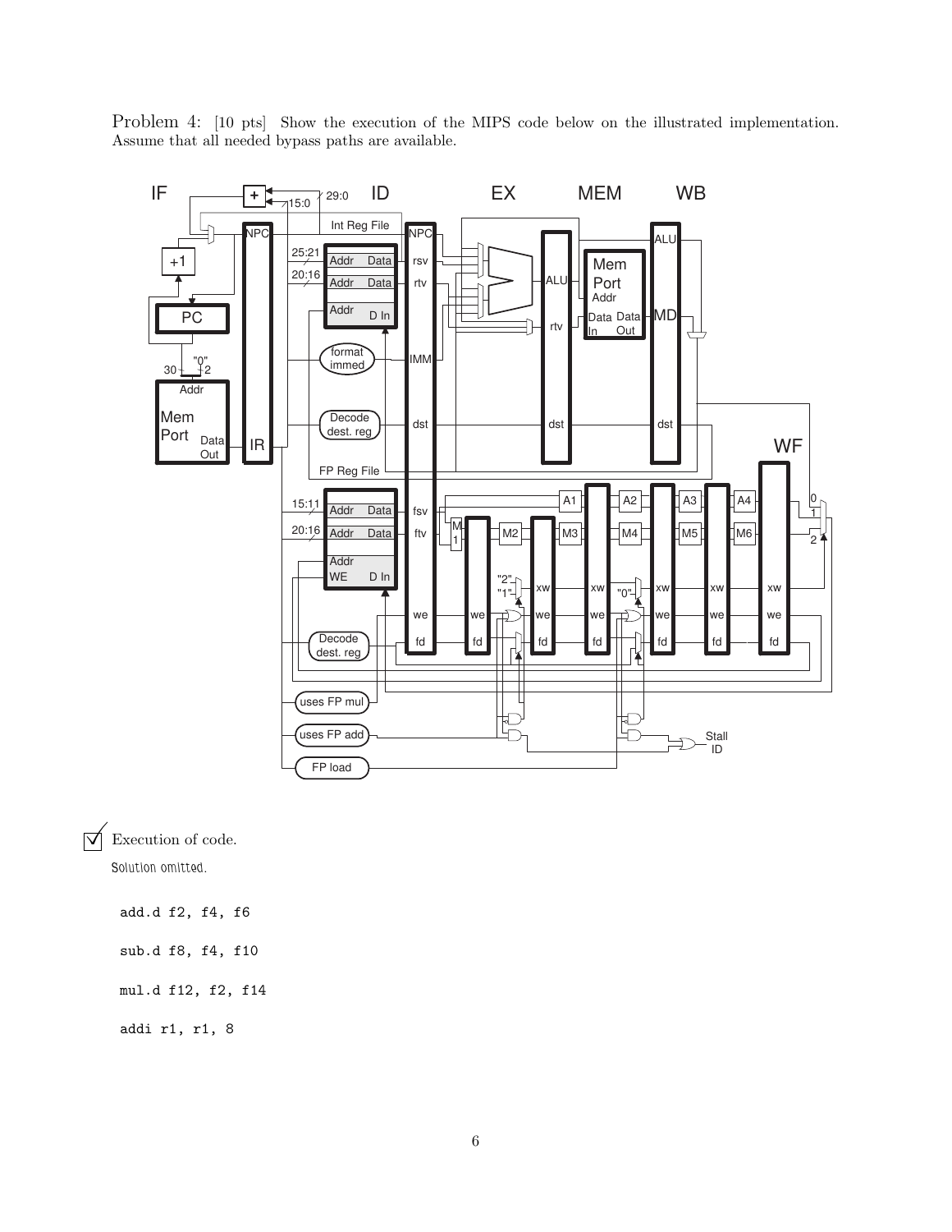Problem 4: [10 pts] Show the execution of the MIPS code below on the illustrated implementation. Assume that all needed bypass paths are available.

☑ Execution of code.

Solution omitted.

```
add.d f2, f4, f6

sub.d f8, f4, f10

mul.d f12, f2, f14

addi r1, r1, 8
```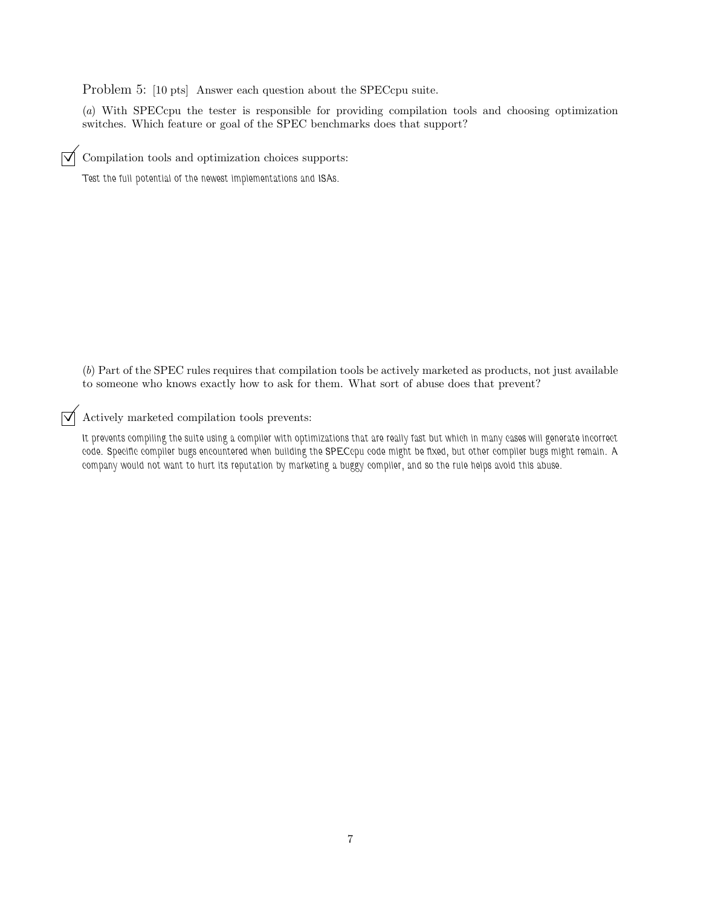Problem 5: [10 pts] Answer each question about the SPECcpu suite.

(*a*) With SPECcpu the tester is responsible for providing compilation tools and choosing optimization switches. Which feature or goal of the SPEC benchmarks does that support?

☑ Compilation tools and optimization choices supports:

Test the full potential of the newest implementations and ISAs.

(*b*) Part of the SPEC rules requires that compilation tools be actively marketed as products, not just available to someone who knows exactly how to ask for them. What sort of abuse does that prevent?

☑ Actively marketed compilation tools prevents:

It prevents compiling the suite using a compiler with optimizations that are really fast but which in many cases will generate incorrect code. Specific compiler bugs encountered when building the SPECcpu code might be fixed, but other compiler bugs might remain. A company would not want to hurt its reputation by marketing a buggy compiler, and so the rule helps avoid this abuse.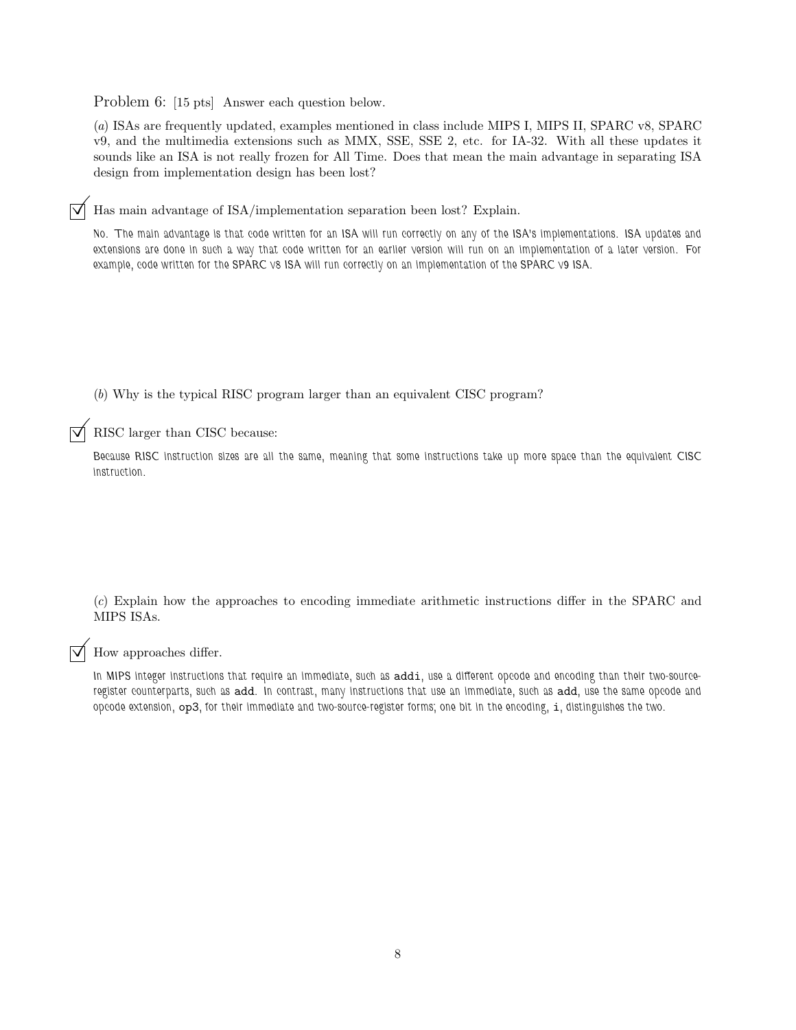Problem 6: [15 pts] Answer each question below.

(*a*) ISAs are frequently updated, examples mentioned in class include MIPS I, MIPS II, SPARC v8, SPARC v9, and the multimedia extensions such as MMX, SSE, SSE 2, etc. for IA-32. With all these updates it sounds like an ISA is not really frozen for All Time. Does that mean the main advantage in separating ISA design from implementation design has been lost?

☑ Has main advantage of ISA/implementation separation been lost? Explain.

No. The main advantage is that code written for an ISA will run correctly on any of the ISA's implementations. ISA updates and extensions are done in such a way that code written for an earlier version will run on an implementation of a later version. For example, code written for the SPARC v8 ISA will run correctly on an implementation of the SPARC v9 ISA.

(*b*) Why is the typical RISC program larger than an equivalent CISC program?

☑ RISC larger than CISC because:

Because RISC instruction sizes are all the same, meaning that some instructions take up more space than the equivalent CISC instruction.

(*c*) Explain how the approaches to encoding immediate arithmetic instructions differ in the SPARC and MIPS ISAs.

☑ How approaches differ.

In MIPS integer instructions that require an immediate, such as `addi`, use a different opcode and encoding than their two-source-register counterparts, such as `add`. In contrast, many instructions that use an immediate, such as `add`, use the same opcode and opcode extension, `op3`, for their immediate and two-source-register forms; one bit in the encoding, `i`, distinguishes the two.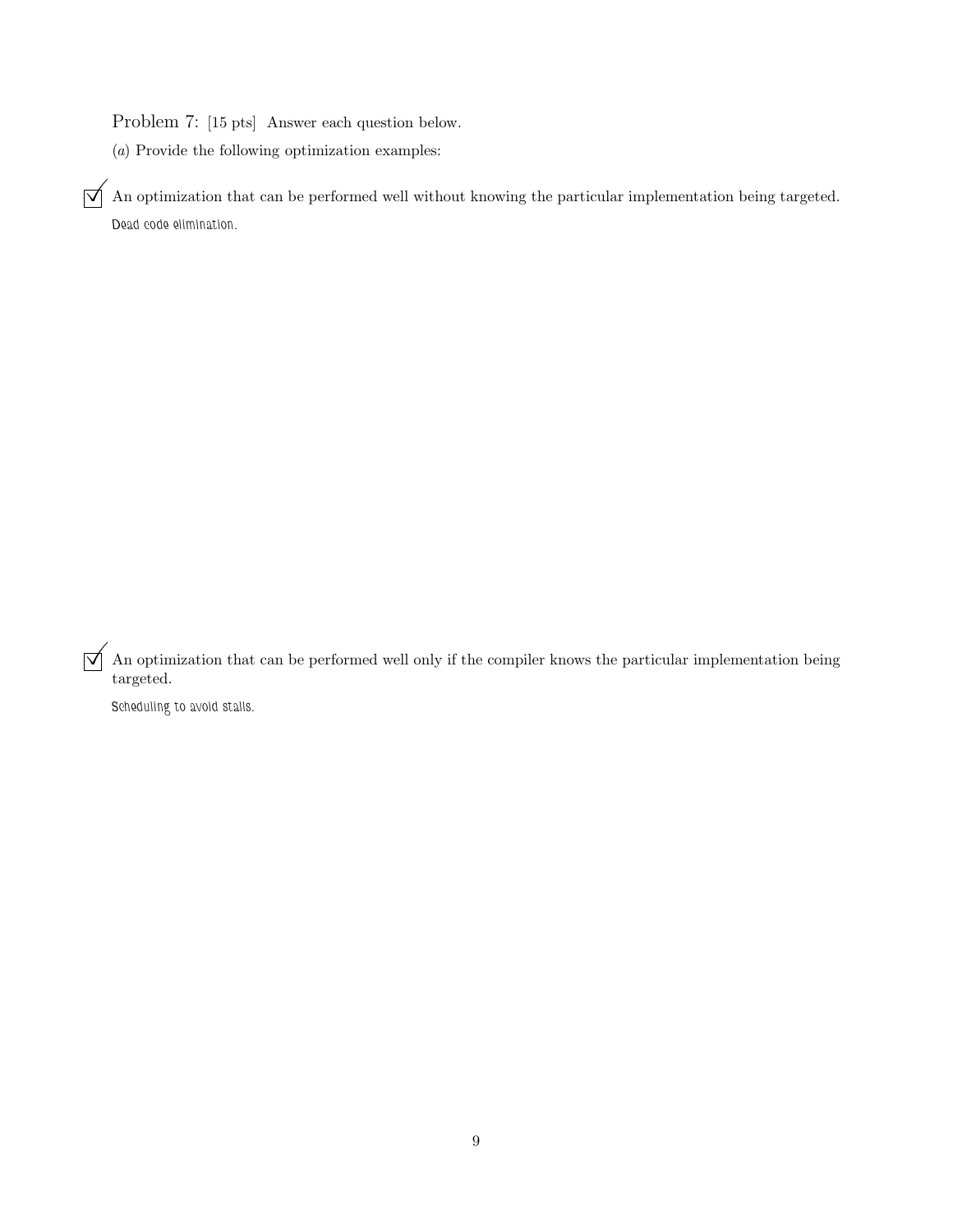Problem 7: [15 pts] Answer each question below.

(*a*) Provide the following optimization examples:

☑ An optimization that can be performed well without knowing the particular implementation being targeted.

Dead code elimination.

☑ An optimization that can be performed well only if the compiler knows the particular implementation being targeted.

Scheduling to avoid stalls.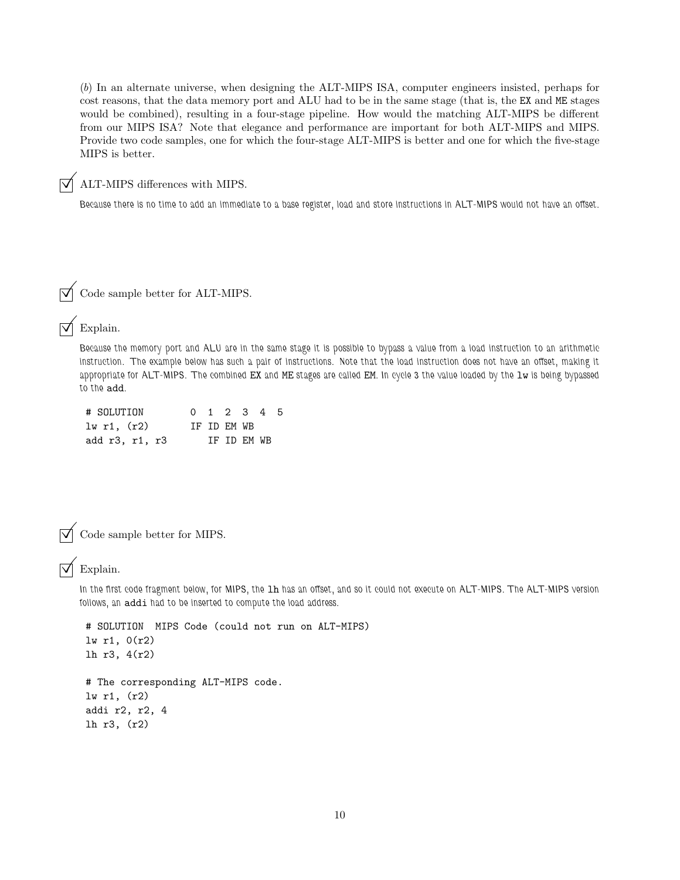(*b*) In an alternate universe, when designing the ALT-MIPS ISA, computer engineers insisted, perhaps for cost reasons, that the data memory port and ALU had to be in the same stage (that is, the EX and ME stages would be combined), resulting in a four-stage pipeline. How would the matching ALT-MIPS be different from our MIPS ISA? Note that elegance and performance are important for both ALT-MIPS and MIPS. Provide two code samples, one for which the four-stage ALT-MIPS is better and one for which the five-stage MIPS is better.

☑ ALT-MIPS differences with MIPS.

Because there is no time to add an immediate to a base register, load and store instructions in ALT-MIPS would not have an offset.

☑ Code sample better for ALT-MIPS.

☑ Explain.

Because the memory port and ALU are in the same stage it is possible to bypass a value from a load instruction to an arithmetic instruction. The example below has such a pair of instructions. Note that the load instruction does not have an offset, making it appropriate for ALT-MIPS. The combined EX and ME stages are called EM. In cycle 3 the value loaded by the `lw` is being bypassed to the `add`.

```
# SOLUTION        0  1  2  3  4  5
lw r1, (r2)       IF ID EM WB
add r3, r1, r3       IF ID EM WB
```

☑ Code sample better for MIPS.

☑ Explain.

In the first code fragment below, for MIPS, the `lh` has an offset, and so it could not execute on ALT-MIPS. The ALT-MIPS version follows, an `addi` had to be inserted to compute the load address.

```
# SOLUTION  MIPS Code (could not run on ALT-MIPS)
lw r1, 0(r2)
lh r3, 4(r2)

# The corresponding ALT-MIPS code.
lw r1, (r2)
addi r2, r2, 4
lh r3, (r2)
```